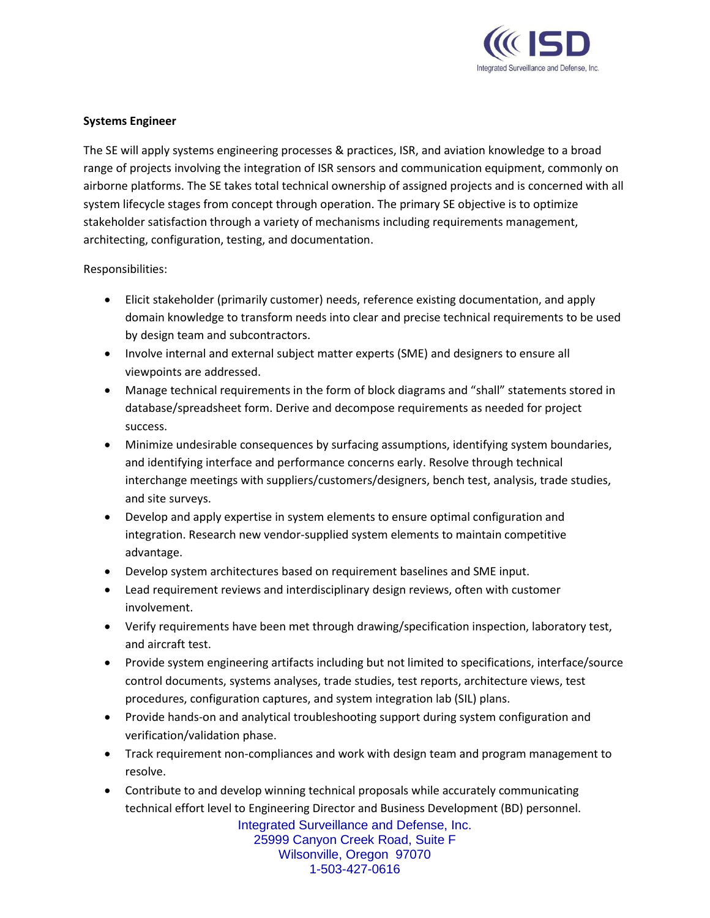**Systems Engineer**

The SE will apply systems engineering processes & practices, ISR, and aviation knowledge to a broad range of projects involving the integration of ISR sensors and communication equipment, commonly on airborne platforms. The SE takes total technical ownership of assigned projects and is concerned with all system lifecycle stages from concept through operation. The primary SE objective is to optimize stakeholder satisfaction through a variety of mechanisms including requirements management, architecting, configuration, testing, and documentation.

Responsibilities:

- Elicit stakeholder (primarily customer) needs, reference existing documentation, and apply domain knowledge to transform needs into clear and precise technical requirements to be used by design team and subcontractors.
- Involve internal and external subject matter experts (SME) and designers to ensure all viewpoints are addressed.
- Manage technical requirements in the form of block diagrams and "shall" statements stored in database/spreadsheet form. Derive and decompose requirements as needed for project success.
- Minimize undesirable consequences by surfacing assumptions, identifying system boundaries, and identifying interface and performance concerns early. Resolve through technical interchange meetings with suppliers/customers/designers, bench test, analysis, trade studies, and site surveys.
- Develop and apply expertise in system elements to ensure optimal configuration and integration. Research new vendor-supplied system elements to maintain competitive advantage.
- Develop system architectures based on requirement baselines and SME input.
- Lead requirement reviews and interdisciplinary design reviews, often with customer involvement.
- Verify requirements have been met through drawing/specification inspection, laboratory test, and aircraft test.
- Provide system engineering artifacts including but not limited to specifications, interface/source control documents, systems analyses, trade studies, test reports, architecture views, test procedures, configuration captures, and system integration lab (SIL) plans.
- Provide hands-on and analytical troubleshooting support during system configuration and verification/validation phase.
- Track requirement non-compliances and work with design team and program management to resolve.
- Contribute to and develop winning technical proposals while accurately communicating technical effort level to Engineering Director and Business Development (BD) personnel.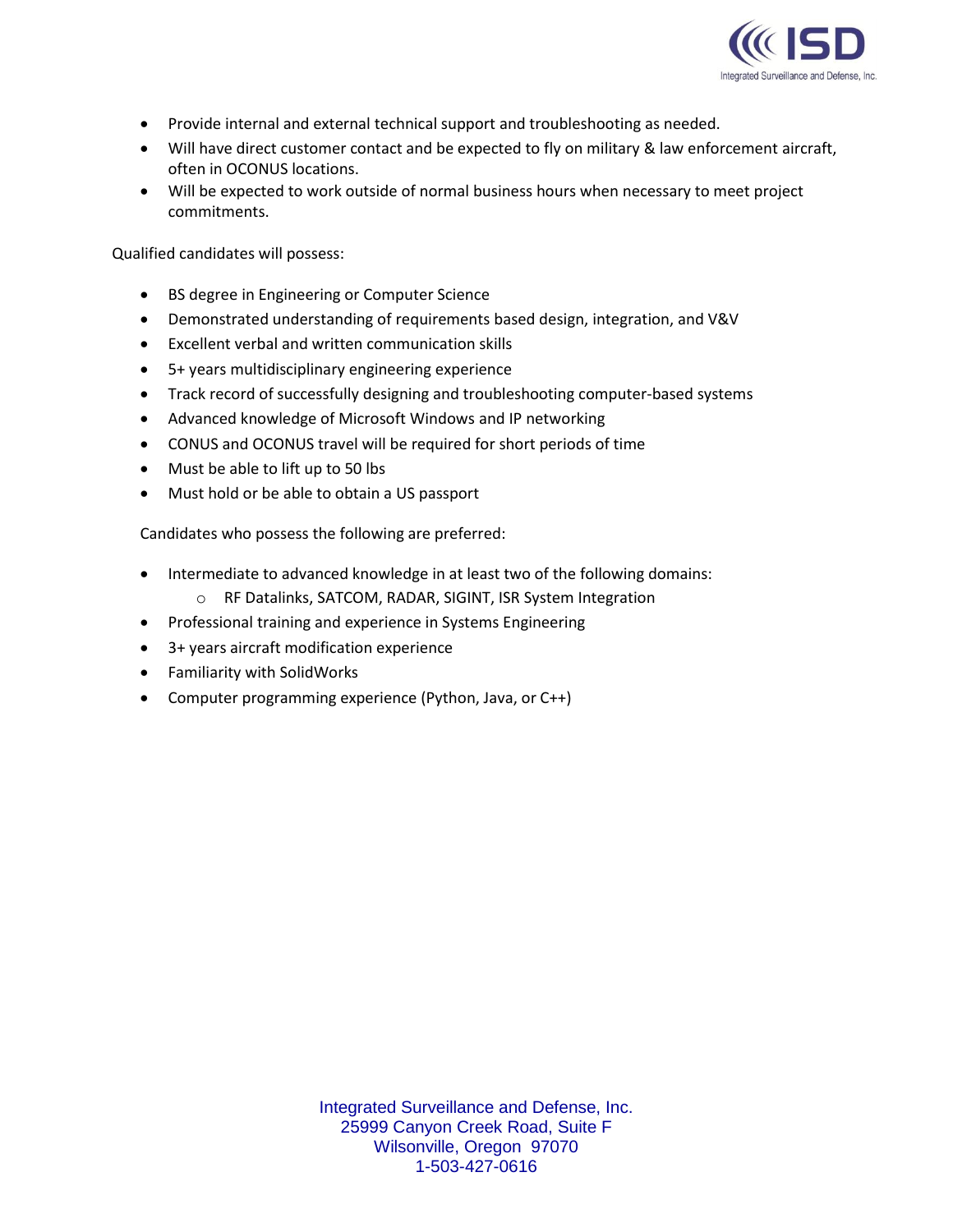- Provide internal and external technical support and troubleshooting as needed.
- Will have direct customer contact and be expected to fly on military & law enforcement aircraft, often in OCONUS locations.
- Will be expected to work outside of normal business hours when necessary to meet project commitments.

Qualified candidates will possess:

- BS degree in Engineering or Computer Science
- Demonstrated understanding of requirements based design, integration, and V&V
- Excellent verbal and written communication skills
- 5+ years multidisciplinary engineering experience
- Track record of successfully designing and troubleshooting computer-based systems
- Advanced knowledge of Microsoft Windows and IP networking
- CONUS and OCONUS travel will be required for short periods of time
- Must be able to lift up to 50 lbs
- Must hold or be able to obtain a US passport

Candidates who possess the following are preferred:

- Intermediate to advanced knowledge in at least two of the following domains:
  - RF Datalinks, SATCOM, RADAR, SIGINT, ISR System Integration
- Professional training and experience in Systems Engineering
- 3+ years aircraft modification experience
- Familiarity with SolidWorks
- Computer programming experience (Python, Java, or C++)